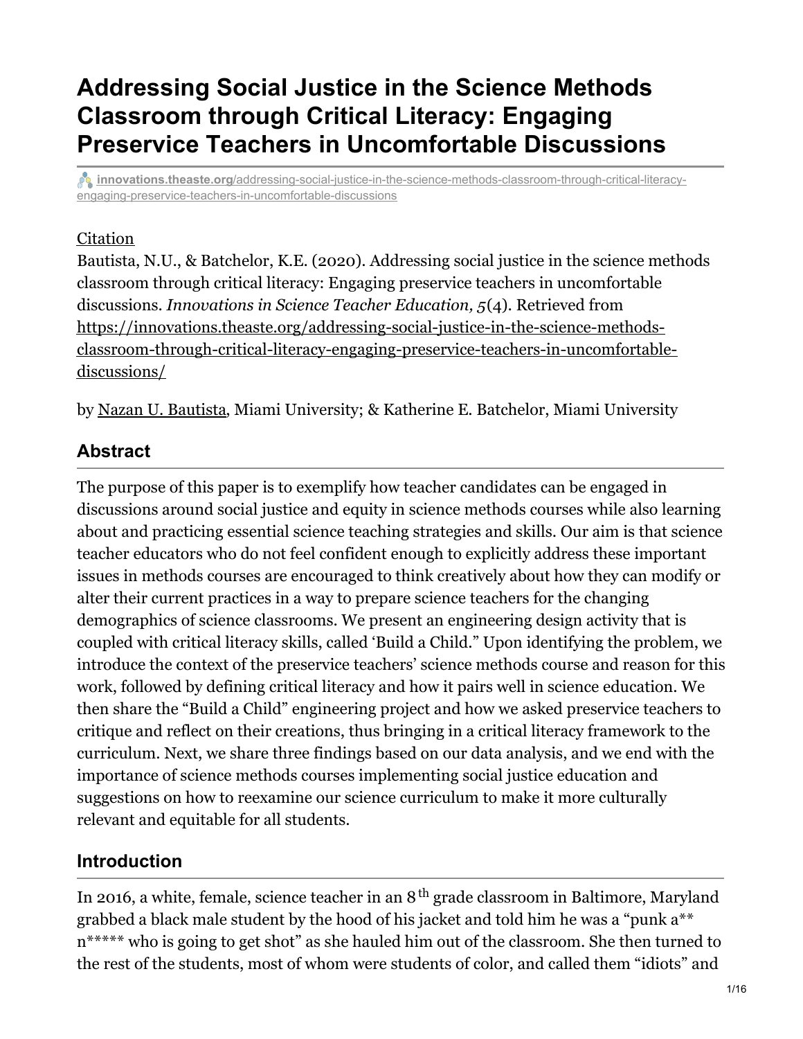# Addressing Social Justice in the Science Methods Classroom through Critical Literacy: Engaging Preservice Teachers in Uncomfortable Discussions

innovations.theaste.org/addressing-social-justice-in-the-science-methods-classroom-through-critical-literacy-engaging-preservice-teachers-in-uncomfortable-discussions

Citation

Bautista, N.U., & Batchelor, K.E. (2020). Addressing social justice in the science methods classroom through critical literacy: Engaging preservice teachers in uncomfortable discussions. *Innovations in Science Teacher Education, 5*(4). Retrieved from https://innovations.theaste.org/addressing-social-justice-in-the-science-methods-classroom-through-critical-literacy-engaging-preservice-teachers-in-uncomfortable-discussions/

by Nazan U. Bautista, Miami University; & Katherine E. Batchelor, Miami University

## Abstract

The purpose of this paper is to exemplify how teacher candidates can be engaged in discussions around social justice and equity in science methods courses while also learning about and practicing essential science teaching strategies and skills. Our aim is that science teacher educators who do not feel confident enough to explicitly address these important issues in methods courses are encouraged to think creatively about how they can modify or alter their current practices in a way to prepare science teachers for the changing demographics of science classrooms. We present an engineering design activity that is coupled with critical literacy skills, called 'Build a Child." Upon identifying the problem, we introduce the context of the preservice teachers' science methods course and reason for this work, followed by defining critical literacy and how it pairs well in science education. We then share the "Build a Child" engineering project and how we asked preservice teachers to critique and reflect on their creations, thus bringing in a critical literacy framework to the curriculum. Next, we share three findings based on our data analysis, and we end with the importance of science methods courses implementing social justice education and suggestions on how to reexamine our science curriculum to make it more culturally relevant and equitable for all students.

## Introduction

In 2016, a white, female, science teacher in an 8th grade classroom in Baltimore, Maryland grabbed a black male student by the hood of his jacket and told him he was a "punk a** n***** who is going to get shot" as she hauled him out of the classroom. She then turned to the rest of the students, most of whom were students of color, and called them "idiots" and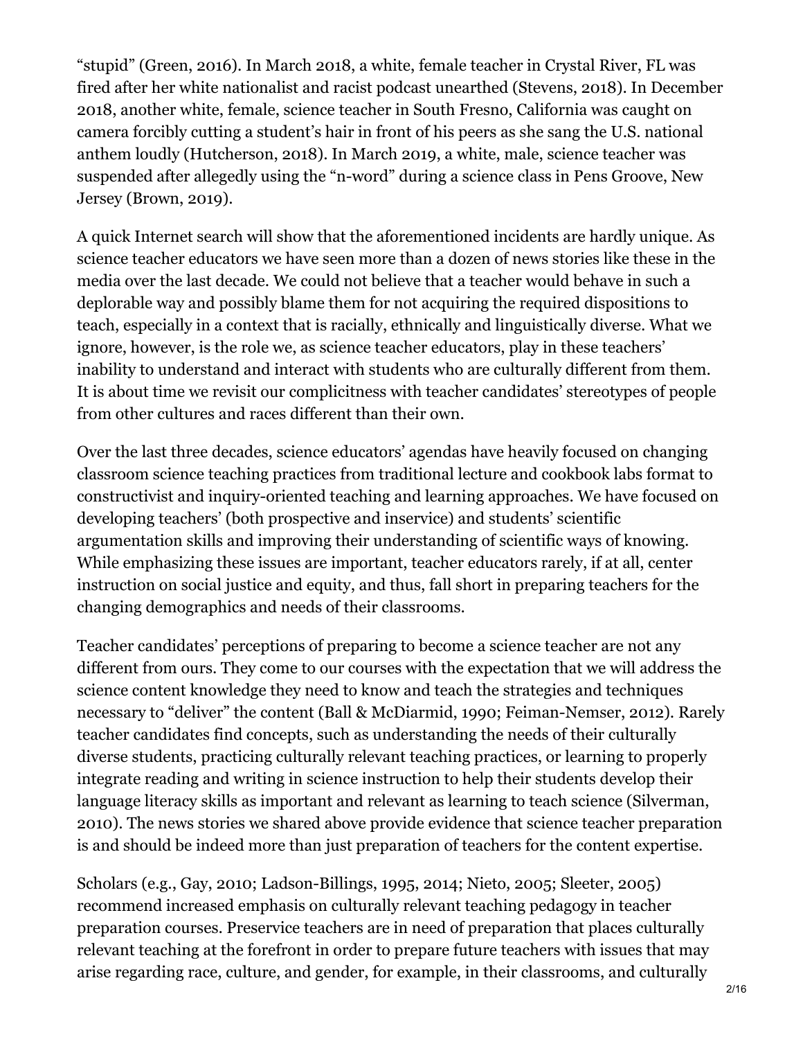"stupid" (Green, 2016). In March 2018, a white, female teacher in Crystal River, FL was fired after her white nationalist and racist podcast unearthed (Stevens, 2018). In December 2018, another white, female, science teacher in South Fresno, California was caught on camera forcibly cutting a student's hair in front of his peers as she sang the U.S. national anthem loudly (Hutcherson, 2018). In March 2019, a white, male, science teacher was suspended after allegedly using the "n-word" during a science class in Pens Groove, New Jersey (Brown, 2019).

A quick Internet search will show that the aforementioned incidents are hardly unique. As science teacher educators we have seen more than a dozen of news stories like these in the media over the last decade. We could not believe that a teacher would behave in such a deplorable way and possibly blame them for not acquiring the required dispositions to teach, especially in a context that is racially, ethnically and linguistically diverse. What we ignore, however, is the role we, as science teacher educators, play in these teachers' inability to understand and interact with students who are culturally different from them. It is about time we revisit our complicitness with teacher candidates' stereotypes of people from other cultures and races different than their own.

Over the last three decades, science educators' agendas have heavily focused on changing classroom science teaching practices from traditional lecture and cookbook labs format to constructivist and inquiry-oriented teaching and learning approaches. We have focused on developing teachers' (both prospective and inservice) and students' scientific argumentation skills and improving their understanding of scientific ways of knowing. While emphasizing these issues are important, teacher educators rarely, if at all, center instruction on social justice and equity, and thus, fall short in preparing teachers for the changing demographics and needs of their classrooms.

Teacher candidates' perceptions of preparing to become a science teacher are not any different from ours. They come to our courses with the expectation that we will address the science content knowledge they need to know and teach the strategies and techniques necessary to "deliver" the content (Ball & McDiarmid, 1990; Feiman-Nemser, 2012). Rarely teacher candidates find concepts, such as understanding the needs of their culturally diverse students, practicing culturally relevant teaching practices, or learning to properly integrate reading and writing in science instruction to help their students develop their language literacy skills as important and relevant as learning to teach science (Silverman, 2010). The news stories we shared above provide evidence that science teacher preparation is and should be indeed more than just preparation of teachers for the content expertise.

Scholars (e.g., Gay, 2010; Ladson-Billings, 1995, 2014; Nieto, 2005; Sleeter, 2005) recommend increased emphasis on culturally relevant teaching pedagogy in teacher preparation courses. Preservice teachers are in need of preparation that places culturally relevant teaching at the forefront in order to prepare future teachers with issues that may arise regarding race, culture, and gender, for example, in their classrooms, and culturally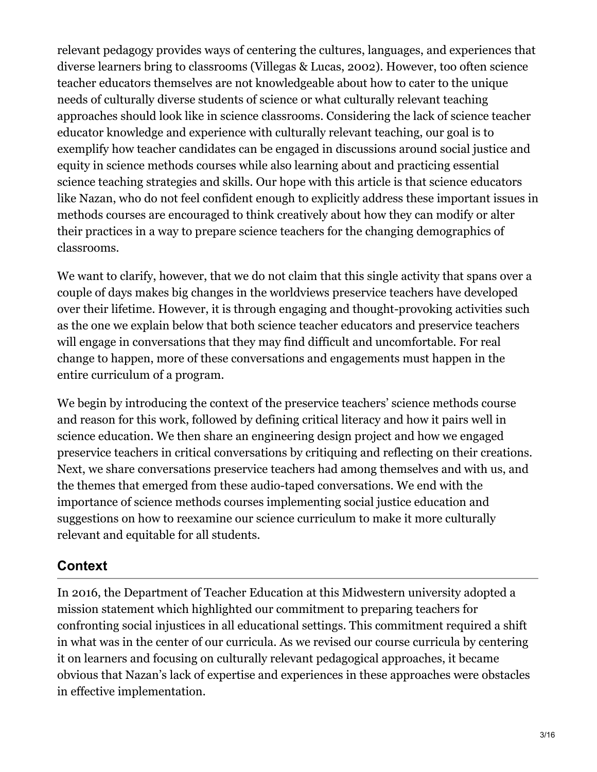relevant pedagogy provides ways of centering the cultures, languages, and experiences that diverse learners bring to classrooms (Villegas & Lucas, 2002). However, too often science teacher educators themselves are not knowledgeable about how to cater to the unique needs of culturally diverse students of science or what culturally relevant teaching approaches should look like in science classrooms. Considering the lack of science teacher educator knowledge and experience with culturally relevant teaching, our goal is to exemplify how teacher candidates can be engaged in discussions around social justice and equity in science methods courses while also learning about and practicing essential science teaching strategies and skills. Our hope with this article is that science educators like Nazan, who do not feel confident enough to explicitly address these important issues in methods courses are encouraged to think creatively about how they can modify or alter their practices in a way to prepare science teachers for the changing demographics of classrooms.

We want to clarify, however, that we do not claim that this single activity that spans over a couple of days makes big changes in the worldviews preservice teachers have developed over their lifetime. However, it is through engaging and thought-provoking activities such as the one we explain below that both science teacher educators and preservice teachers will engage in conversations that they may find difficult and uncomfortable. For real change to happen, more of these conversations and engagements must happen in the entire curriculum of a program.

We begin by introducing the context of the preservice teachers' science methods course and reason for this work, followed by defining critical literacy and how it pairs well in science education. We then share an engineering design project and how we engaged preservice teachers in critical conversations by critiquing and reflecting on their creations. Next, we share conversations preservice teachers had among themselves and with us, and the themes that emerged from these audio-taped conversations. We end with the importance of science methods courses implementing social justice education and suggestions on how to reexamine our science curriculum to make it more culturally relevant and equitable for all students.

## Context

In 2016, the Department of Teacher Education at this Midwestern university adopted a mission statement which highlighted our commitment to preparing teachers for confronting social injustices in all educational settings. This commitment required a shift in what was in the center of our curricula. As we revised our course curricula by centering it on learners and focusing on culturally relevant pedagogical approaches, it became obvious that Nazan's lack of expertise and experiences in these approaches were obstacles in effective implementation.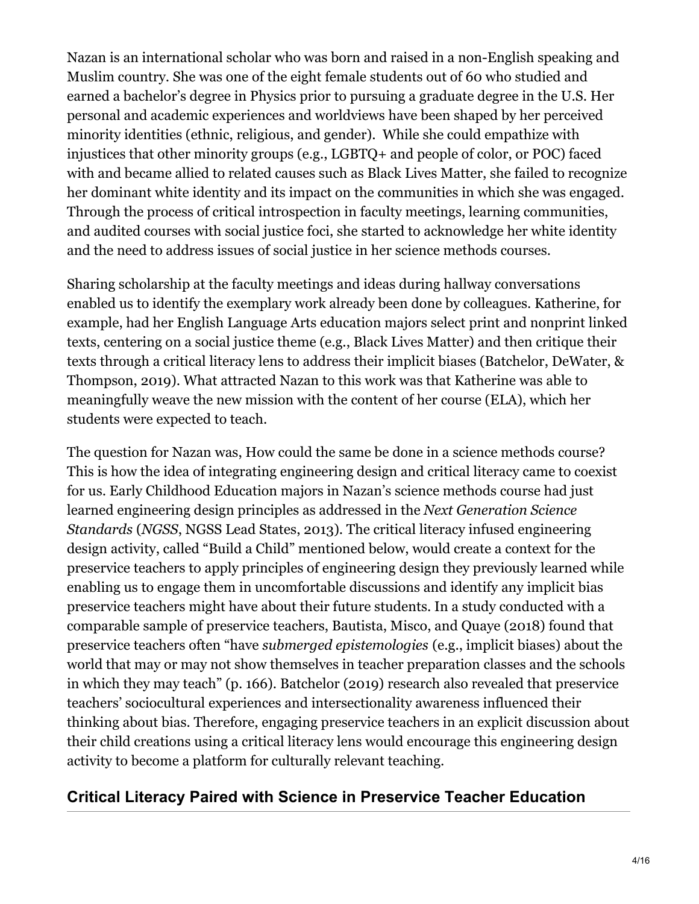Nazan is an international scholar who was born and raised in a non-English speaking and Muslim country. She was one of the eight female students out of 60 who studied and earned a bachelor's degree in Physics prior to pursuing a graduate degree in the U.S. Her personal and academic experiences and worldviews have been shaped by her perceived minority identities (ethnic, religious, and gender). While she could empathize with injustices that other minority groups (e.g., LGBTQ+ and people of color, or POC) faced with and became allied to related causes such as Black Lives Matter, she failed to recognize her dominant white identity and its impact on the communities in which she was engaged. Through the process of critical introspection in faculty meetings, learning communities, and audited courses with social justice foci, she started to acknowledge her white identity and the need to address issues of social justice in her science methods courses.

Sharing scholarship at the faculty meetings and ideas during hallway conversations enabled us to identify the exemplary work already been done by colleagues. Katherine, for example, had her English Language Arts education majors select print and nonprint linked texts, centering on a social justice theme (e.g., Black Lives Matter) and then critique their texts through a critical literacy lens to address their implicit biases (Batchelor, DeWater, & Thompson, 2019). What attracted Nazan to this work was that Katherine was able to meaningfully weave the new mission with the content of her course (ELA), which her students were expected to teach.

The question for Nazan was, How could the same be done in a science methods course? This is how the idea of integrating engineering design and critical literacy came to coexist for us. Early Childhood Education majors in Nazan's science methods course had just learned engineering design principles as addressed in the *Next Generation Science Standards* (*NGSS*, NGSS Lead States, 2013). The critical literacy infused engineering design activity, called "Build a Child" mentioned below, would create a context for the preservice teachers to apply principles of engineering design they previously learned while enabling us to engage them in uncomfortable discussions and identify any implicit bias preservice teachers might have about their future students. In a study conducted with a comparable sample of preservice teachers, Bautista, Misco, and Quaye (2018) found that preservice teachers often "have *submerged epistemologies* (e.g., implicit biases) about the world that may or may not show themselves in teacher preparation classes and the schools in which they may teach" (p. 166). Batchelor (2019) research also revealed that preservice teachers' sociocultural experiences and intersectionality awareness influenced their thinking about bias. Therefore, engaging preservice teachers in an explicit discussion about their child creations using a critical literacy lens would encourage this engineering design activity to become a platform for culturally relevant teaching.

## Critical Literacy Paired with Science in Preservice Teacher Education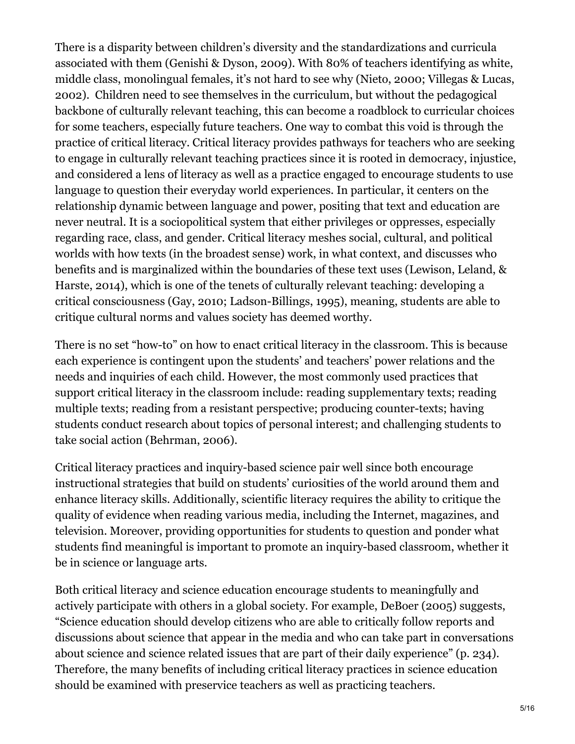There is a disparity between children's diversity and the standardizations and curricula associated with them (Genishi & Dyson, 2009). With 80% of teachers identifying as white, middle class, monolingual females, it's not hard to see why (Nieto, 2000; Villegas & Lucas, 2002). Children need to see themselves in the curriculum, but without the pedagogical backbone of culturally relevant teaching, this can become a roadblock to curricular choices for some teachers, especially future teachers. One way to combat this void is through the practice of critical literacy. Critical literacy provides pathways for teachers who are seeking to engage in culturally relevant teaching practices since it is rooted in democracy, injustice, and considered a lens of literacy as well as a practice engaged to encourage students to use language to question their everyday world experiences. In particular, it centers on the relationship dynamic between language and power, positing that text and education are never neutral. It is a sociopolitical system that either privileges or oppresses, especially regarding race, class, and gender. Critical literacy meshes social, cultural, and political worlds with how texts (in the broadest sense) work, in what context, and discusses who benefits and is marginalized within the boundaries of these text uses (Lewison, Leland, & Harste, 2014), which is one of the tenets of culturally relevant teaching: developing a critical consciousness (Gay, 2010; Ladson-Billings, 1995), meaning, students are able to critique cultural norms and values society has deemed worthy.

There is no set "how-to" on how to enact critical literacy in the classroom. This is because each experience is contingent upon the students' and teachers' power relations and the needs and inquiries of each child. However, the most commonly used practices that support critical literacy in the classroom include: reading supplementary texts; reading multiple texts; reading from a resistant perspective; producing counter-texts; having students conduct research about topics of personal interest; and challenging students to take social action (Behrman, 2006).

Critical literacy practices and inquiry-based science pair well since both encourage instructional strategies that build on students' curiosities of the world around them and enhance literacy skills. Additionally, scientific literacy requires the ability to critique the quality of evidence when reading various media, including the Internet, magazines, and television. Moreover, providing opportunities for students to question and ponder what students find meaningful is important to promote an inquiry-based classroom, whether it be in science or language arts.

Both critical literacy and science education encourage students to meaningfully and actively participate with others in a global society. For example, DeBoer (2005) suggests, "Science education should develop citizens who are able to critically follow reports and discussions about science that appear in the media and who can take part in conversations about science and science related issues that are part of their daily experience" (p. 234). Therefore, the many benefits of including critical literacy practices in science education should be examined with preservice teachers as well as practicing teachers.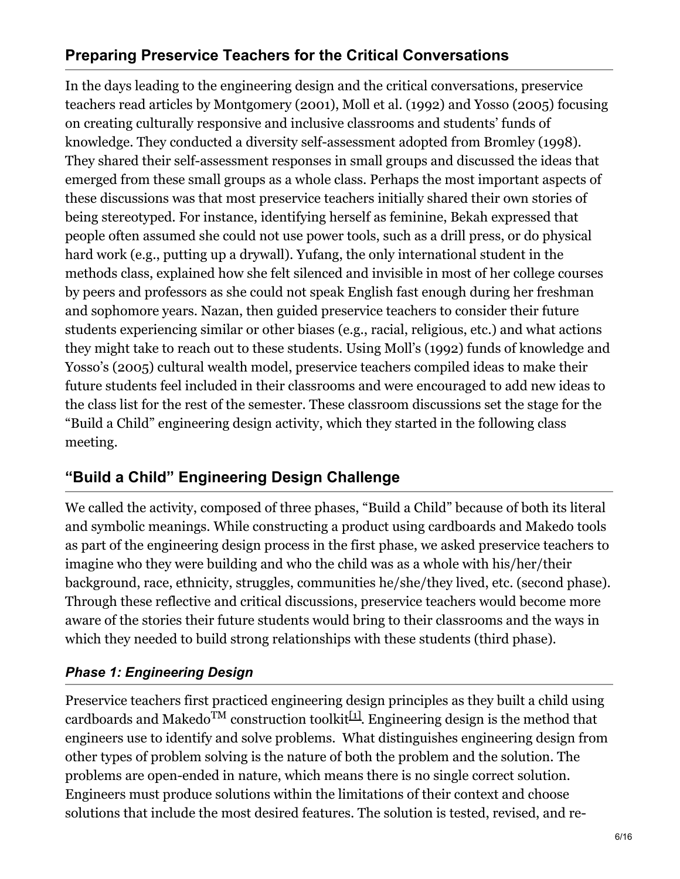## Preparing Preservice Teachers for the Critical Conversations

In the days leading to the engineering design and the critical conversations, preservice teachers read articles by Montgomery (2001), Moll et al. (1992) and Yosso (2005) focusing on creating culturally responsive and inclusive classrooms and students' funds of knowledge. They conducted a diversity self-assessment adopted from Bromley (1998). They shared their self-assessment responses in small groups and discussed the ideas that emerged from these small groups as a whole class. Perhaps the most important aspects of these discussions was that most preservice teachers initially shared their own stories of being stereotyped. For instance, identifying herself as feminine, Bekah expressed that people often assumed she could not use power tools, such as a drill press, or do physical hard work (e.g., putting up a drywall). Yufang, the only international student in the methods class, explained how she felt silenced and invisible in most of her college courses by peers and professors as she could not speak English fast enough during her freshman and sophomore years. Nazan, then guided preservice teachers to consider their future students experiencing similar or other biases (e.g., racial, religious, etc.) and what actions they might take to reach out to these students. Using Moll's (1992) funds of knowledge and Yosso's (2005) cultural wealth model, preservice teachers compiled ideas to make their future students feel included in their classrooms and were encouraged to add new ideas to the class list for the rest of the semester. These classroom discussions set the stage for the "Build a Child" engineering design activity, which they started in the following class meeting.

## "Build a Child" Engineering Design Challenge

We called the activity, composed of three phases, "Build a Child" because of both its literal and symbolic meanings. While constructing a product using cardboards and Makedo tools as part of the engineering design process in the first phase, we asked preservice teachers to imagine who they were building and who the child was as a whole with his/her/their background, race, ethnicity, struggles, communities he/she/they lived, etc. (second phase). Through these reflective and critical discussions, preservice teachers would become more aware of the stories their future students would bring to their classrooms and the ways in which they needed to build strong relationships with these students (third phase).

### *Phase 1: Engineering Design*

Preservice teachers first practiced engineering design principles as they built a child using cardboards and Makedo™ construction toolkit[1]. Engineering design is the method that engineers use to identify and solve problems. What distinguishes engineering design from other types of problem solving is the nature of both the problem and the solution. The problems are open-ended in nature, which means there is no single correct solution. Engineers must produce solutions within the limitations of their context and choose solutions that include the most desired features. The solution is tested, revised, and re-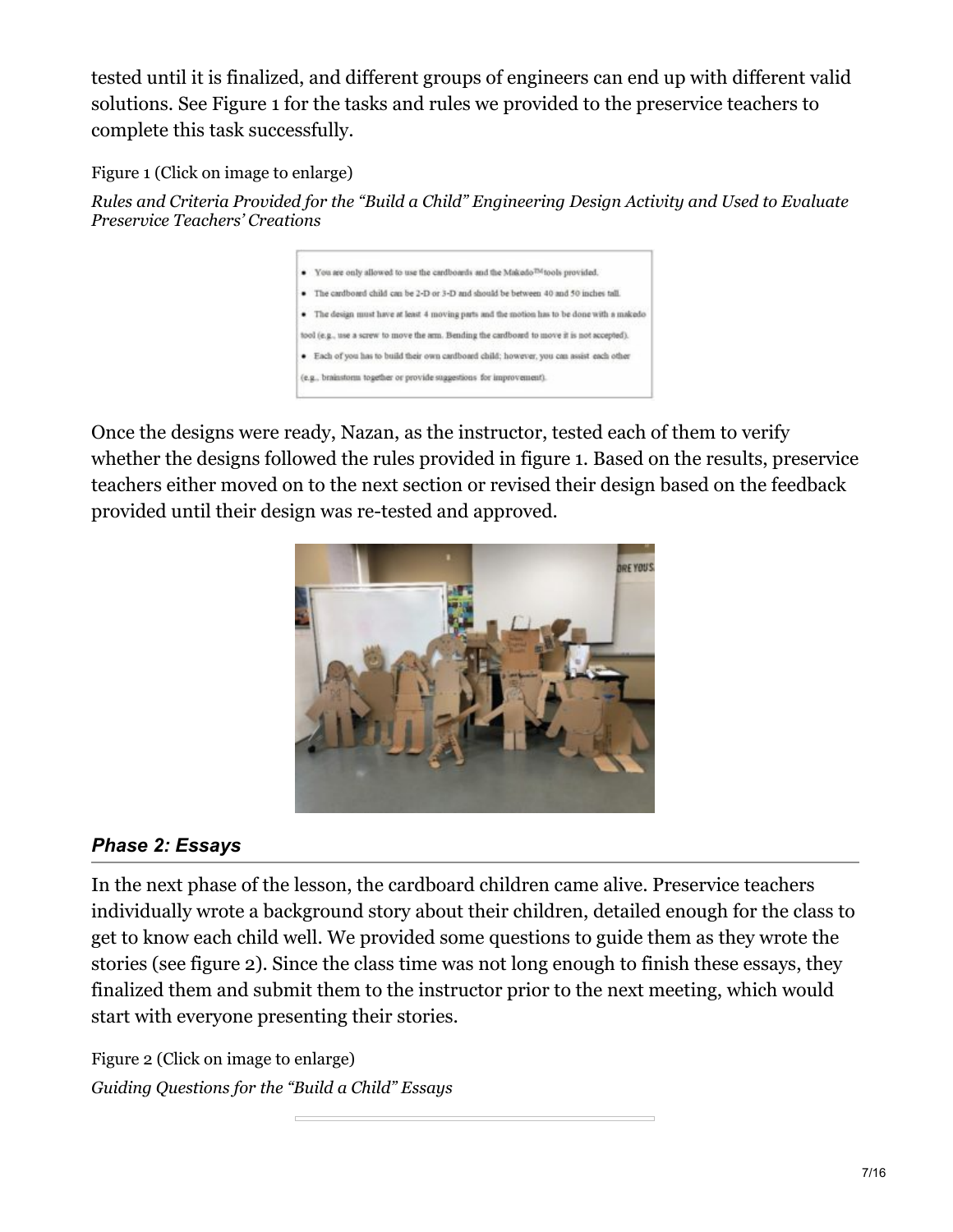tested until it is finalized, and different groups of engineers can end up with different valid solutions. See Figure 1 for the tasks and rules we provided to the preservice teachers to complete this task successfully.

Figure 1 (Click on image to enlarge)

*Rules and Criteria Provided for the "Build a Child" Engineering Design Activity and Used to Evaluate Preservice Teachers' Creations*

- You are only allowed to use the cardboards and the Makedo™ tools provided.
- The cardboard child can be 2-D or 3-D and should be between 40 and 50 inches tall.
- The design must have at least 4 moving parts and the motion has to be done with a makedo tool (e.g., use a screw to move the arm. Bending the cardboard to move it is not accepted).
- Each of you has to build their own cardboard child; however, you can assist each other (e.g., brainstorm together or provide suggestions for improvement).

Once the designs were ready, Nazan, as the instructor, tested each of them to verify whether the designs followed the rules provided in figure 1. Based on the results, preservice teachers either moved on to the next section or revised their design based on the feedback provided until their design was re-tested and approved.

### *Phase 2: Essays*

In the next phase of the lesson, the cardboard children came alive. Preservice teachers individually wrote a background story about their children, detailed enough for the class to get to know each child well. We provided some questions to guide them as they wrote the stories (see figure 2). Since the class time was not long enough to finish these essays, they finalized them and submit them to the instructor prior to the next meeting, which would start with everyone presenting their stories.

Figure 2 (Click on image to enlarge)

*Guiding Questions for the "Build a Child" Essays*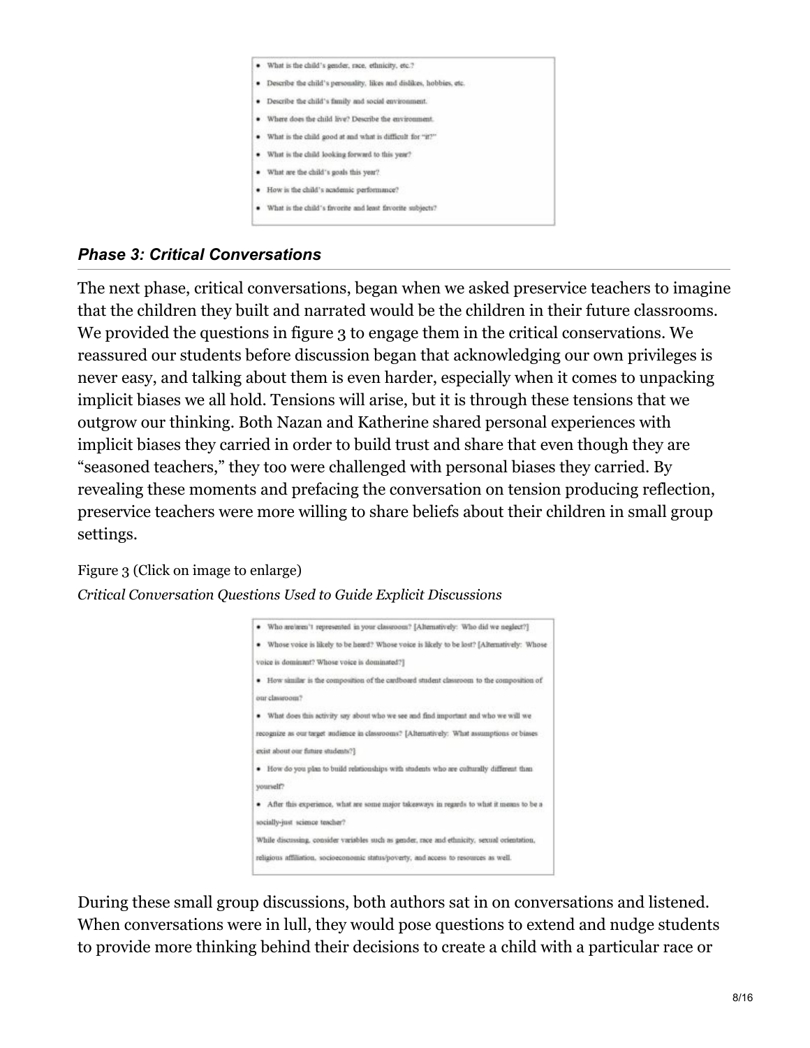- What is the child's gender, race, ethnicity, etc.?
- Describe the child's personality, likes and dislikes, hobbies, etc.
- Describe the child's family and social environment.
- Where does the child live? Describe the environment.
- What is the child good at and what is difficult for "it?"
- What is the child looking forward to this year?
- What are the child's goals this year?
- How is the child's academic performance?
- What is the child's favorite and least favorite subjects?

### *Phase 3: Critical Conversations*

The next phase, critical conversations, began when we asked preservice teachers to imagine that the children they built and narrated would be the children in their future classrooms. We provided the questions in figure 3 to engage them in the critical conservations. We reassured our students before discussion began that acknowledging our own privileges is never easy, and talking about them is even harder, especially when it comes to unpacking implicit biases we all hold. Tensions will arise, but it is through these tensions that we outgrow our thinking. Both Nazan and Katherine shared personal experiences with implicit biases they carried in order to build trust and share that even though they are "seasoned teachers," they too were challenged with personal biases they carried. By revealing these moments and prefacing the conversation on tension producing reflection, preservice teachers were more willing to share beliefs about their children in small group settings.

Figure 3 (Click on image to enlarge)

*Critical Conversation Questions Used to Guide Explicit Discussions*

- Who are/aren't represented in your classroom? [Alternatively: Who did we neglect?]
- Whose voice is likely to be heard? Whose voice is likely to be lost? [Alternatively: Whose voice is dominant? Whose voice is dominated?]
- How similar is the composition of the cardboard student classroom to the composition of our classroom?
- What does this activity say about who we see and find important and who we will we recognize as our target audience in classrooms? [Alternatively: What assumptions or biases exist about our future students?]
- How do you plan to build relationships with students who are culturally different than yourself?
- After this experience, what are some major takeaways in regards to what it means to be a socially-just science teacher?

While discussing, consider variables such as gender, race and ethnicity, sexual orientation, religious affiliation, socioeconomic status/poverty, and access to resources as well.

During these small group discussions, both authors sat in on conversations and listened. When conversations were in lull, they would pose questions to extend and nudge students to provide more thinking behind their decisions to create a child with a particular race or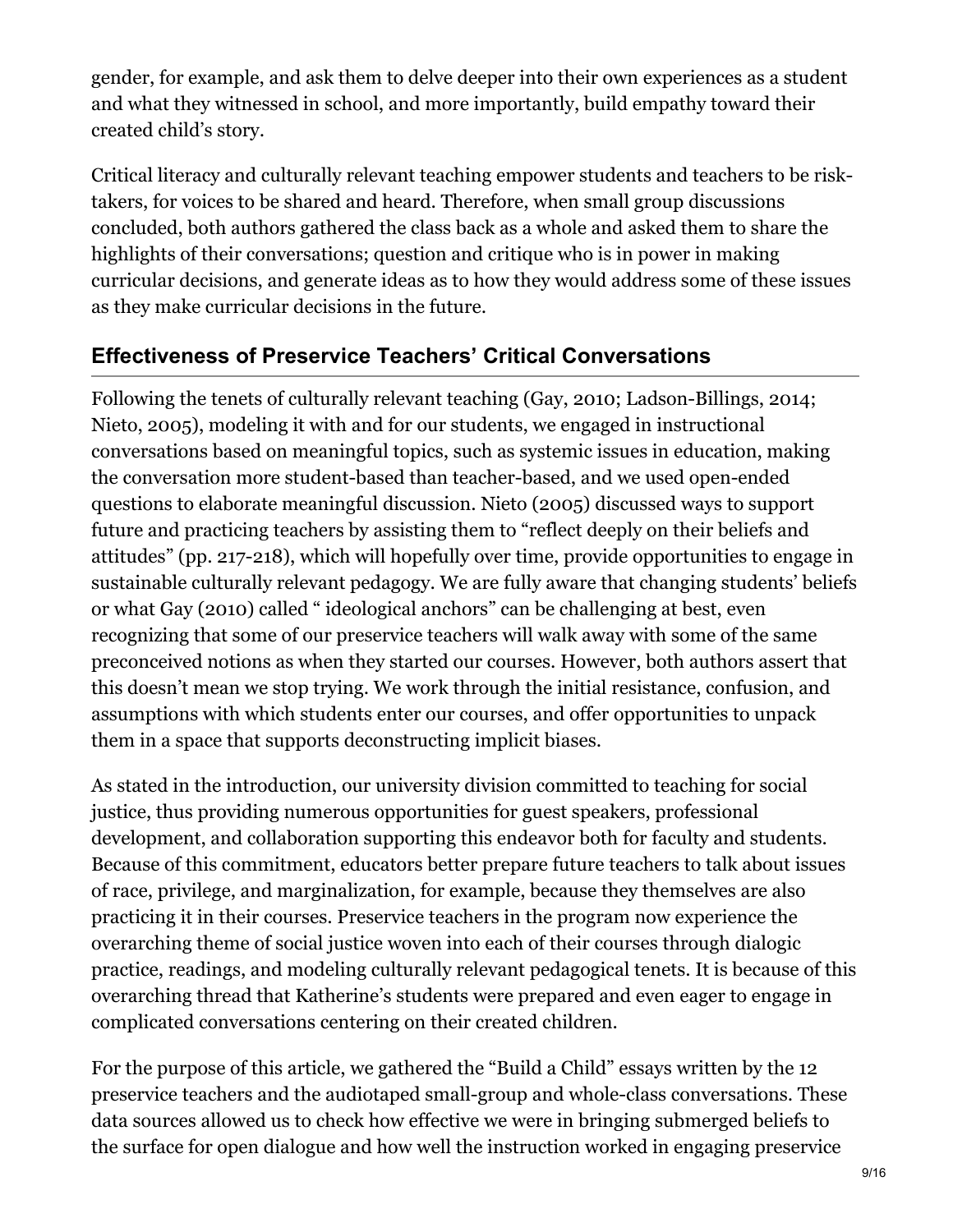gender, for example, and ask them to delve deeper into their own experiences as a student and what they witnessed in school, and more importantly, build empathy toward their created child's story.

Critical literacy and culturally relevant teaching empower students and teachers to be risk-takers, for voices to be shared and heard. Therefore, when small group discussions concluded, both authors gathered the class back as a whole and asked them to share the highlights of their conversations; question and critique who is in power in making curricular decisions, and generate ideas as to how they would address some of these issues as they make curricular decisions in the future.

## Effectiveness of Preservice Teachers' Critical Conversations

Following the tenets of culturally relevant teaching (Gay, 2010; Ladson-Billings, 2014; Nieto, 2005), modeling it with and for our students, we engaged in instructional conversations based on meaningful topics, such as systemic issues in education, making the conversation more student-based than teacher-based, and we used open-ended questions to elaborate meaningful discussion. Nieto (2005) discussed ways to support future and practicing teachers by assisting them to "reflect deeply on their beliefs and attitudes" (pp. 217-218), which will hopefully over time, provide opportunities to engage in sustainable culturally relevant pedagogy. We are fully aware that changing students' beliefs or what Gay (2010) called " ideological anchors" can be challenging at best, even recognizing that some of our preservice teachers will walk away with some of the same preconceived notions as when they started our courses. However, both authors assert that this doesn't mean we stop trying. We work through the initial resistance, confusion, and assumptions with which students enter our courses, and offer opportunities to unpack them in a space that supports deconstructing implicit biases.

As stated in the introduction, our university division committed to teaching for social justice, thus providing numerous opportunities for guest speakers, professional development, and collaboration supporting this endeavor both for faculty and students. Because of this commitment, educators better prepare future teachers to talk about issues of race, privilege, and marginalization, for example, because they themselves are also practicing it in their courses. Preservice teachers in the program now experience the overarching theme of social justice woven into each of their courses through dialogic practice, readings, and modeling culturally relevant pedagogical tenets. It is because of this overarching thread that Katherine's students were prepared and even eager to engage in complicated conversations centering on their created children.

For the purpose of this article, we gathered the "Build a Child" essays written by the 12 preservice teachers and the audiotaped small-group and whole-class conversations. These data sources allowed us to check how effective we were in bringing submerged beliefs to the surface for open dialogue and how well the instruction worked in engaging preservice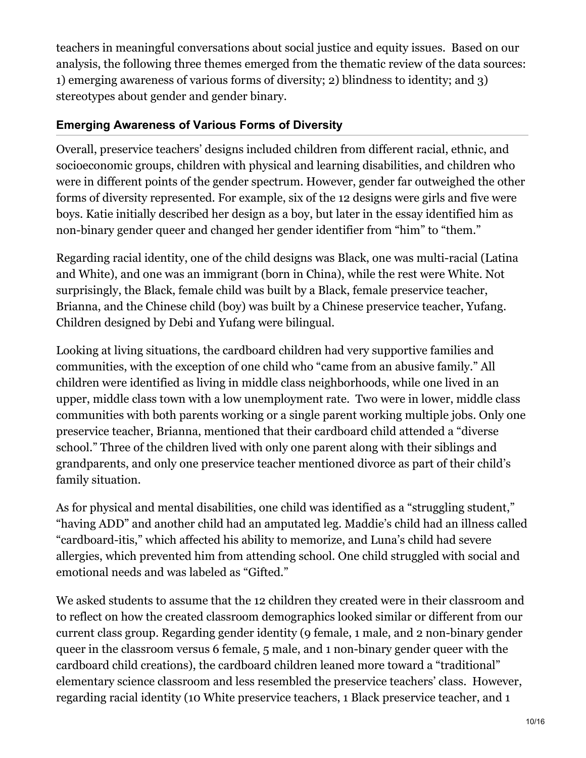teachers in meaningful conversations about social justice and equity issues. Based on our analysis, the following three themes emerged from the thematic review of the data sources: 1) emerging awareness of various forms of diversity; 2) blindness to identity; and 3) stereotypes about gender and gender binary.

### Emerging Awareness of Various Forms of Diversity

Overall, preservice teachers' designs included children from different racial, ethnic, and socioeconomic groups, children with physical and learning disabilities, and children who were in different points of the gender spectrum. However, gender far outweighed the other forms of diversity represented. For example, six of the 12 designs were girls and five were boys. Katie initially described her design as a boy, but later in the essay identified him as non-binary gender queer and changed her gender identifier from "him" to "them."

Regarding racial identity, one of the child designs was Black, one was multi-racial (Latina and White), and one was an immigrant (born in China), while the rest were White. Not surprisingly, the Black, female child was built by a Black, female preservice teacher, Brianna, and the Chinese child (boy) was built by a Chinese preservice teacher, Yufang. Children designed by Debi and Yufang were bilingual.

Looking at living situations, the cardboard children had very supportive families and communities, with the exception of one child who "came from an abusive family." All children were identified as living in middle class neighborhoods, while one lived in an upper, middle class town with a low unemployment rate. Two were in lower, middle class communities with both parents working or a single parent working multiple jobs. Only one preservice teacher, Brianna, mentioned that their cardboard child attended a "diverse school." Three of the children lived with only one parent along with their siblings and grandparents, and only one preservice teacher mentioned divorce as part of their child's family situation.

As for physical and mental disabilities, one child was identified as a "struggling student," "having ADD" and another child had an amputated leg. Maddie's child had an illness called "cardboard-itis," which affected his ability to memorize, and Luna's child had severe allergies, which prevented him from attending school. One child struggled with social and emotional needs and was labeled as "Gifted."

We asked students to assume that the 12 children they created were in their classroom and to reflect on how the created classroom demographics looked similar or different from our current class group. Regarding gender identity (9 female, 1 male, and 2 non-binary gender queer in the classroom versus 6 female, 5 male, and 1 non-binary gender queer with the cardboard child creations), the cardboard children leaned more toward a "traditional" elementary science classroom and less resembled the preservice teachers' class. However, regarding racial identity (10 White preservice teachers, 1 Black preservice teacher, and 1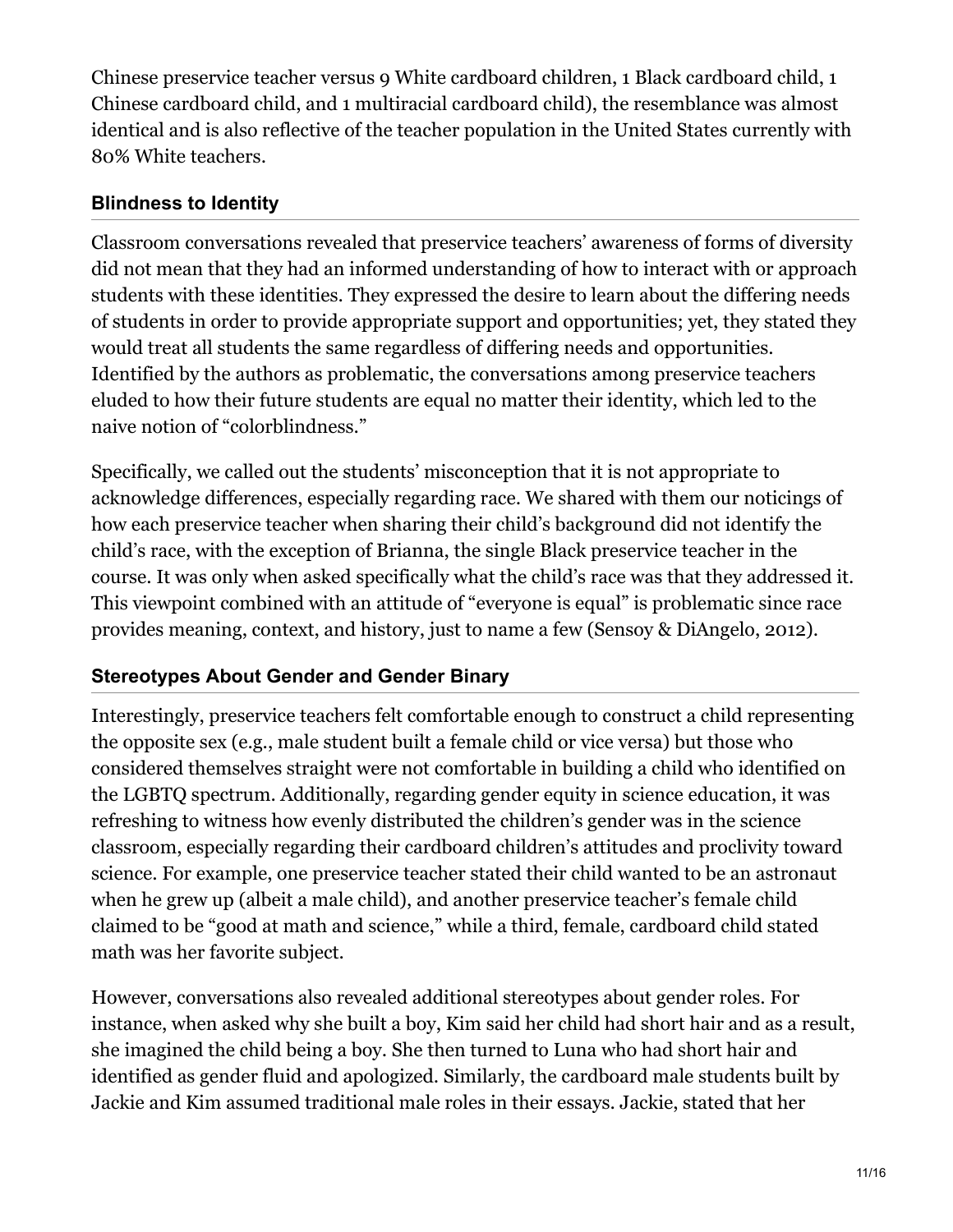Chinese preservice teacher versus 9 White cardboard children, 1 Black cardboard child, 1 Chinese cardboard child, and 1 multiracial cardboard child), the resemblance was almost identical and is also reflective of the teacher population in the United States currently with 80% White teachers.

### Blindness to Identity

Classroom conversations revealed that preservice teachers' awareness of forms of diversity did not mean that they had an informed understanding of how to interact with or approach students with these identities. They expressed the desire to learn about the differing needs of students in order to provide appropriate support and opportunities; yet, they stated they would treat all students the same regardless of differing needs and opportunities. Identified by the authors as problematic, the conversations among preservice teachers eluded to how their future students are equal no matter their identity, which led to the naive notion of "colorblindness."

Specifically, we called out the students' misconception that it is not appropriate to acknowledge differences, especially regarding race. We shared with them our noticings of how each preservice teacher when sharing their child's background did not identify the child's race, with the exception of Brianna, the single Black preservice teacher in the course. It was only when asked specifically what the child's race was that they addressed it. This viewpoint combined with an attitude of "everyone is equal" is problematic since race provides meaning, context, and history, just to name a few (Sensoy & DiAngelo, 2012).

### Stereotypes About Gender and Gender Binary

Interestingly, preservice teachers felt comfortable enough to construct a child representing the opposite sex (e.g., male student built a female child or vice versa) but those who considered themselves straight were not comfortable in building a child who identified on the LGBTQ spectrum. Additionally, regarding gender equity in science education, it was refreshing to witness how evenly distributed the children's gender was in the science classroom, especially regarding their cardboard children's attitudes and proclivity toward science. For example, one preservice teacher stated their child wanted to be an astronaut when he grew up (albeit a male child), and another preservice teacher's female child claimed to be "good at math and science," while a third, female, cardboard child stated math was her favorite subject.

However, conversations also revealed additional stereotypes about gender roles. For instance, when asked why she built a boy, Kim said her child had short hair and as a result, she imagined the child being a boy. She then turned to Luna who had short hair and identified as gender fluid and apologized. Similarly, the cardboard male students built by Jackie and Kim assumed traditional male roles in their essays. Jackie, stated that her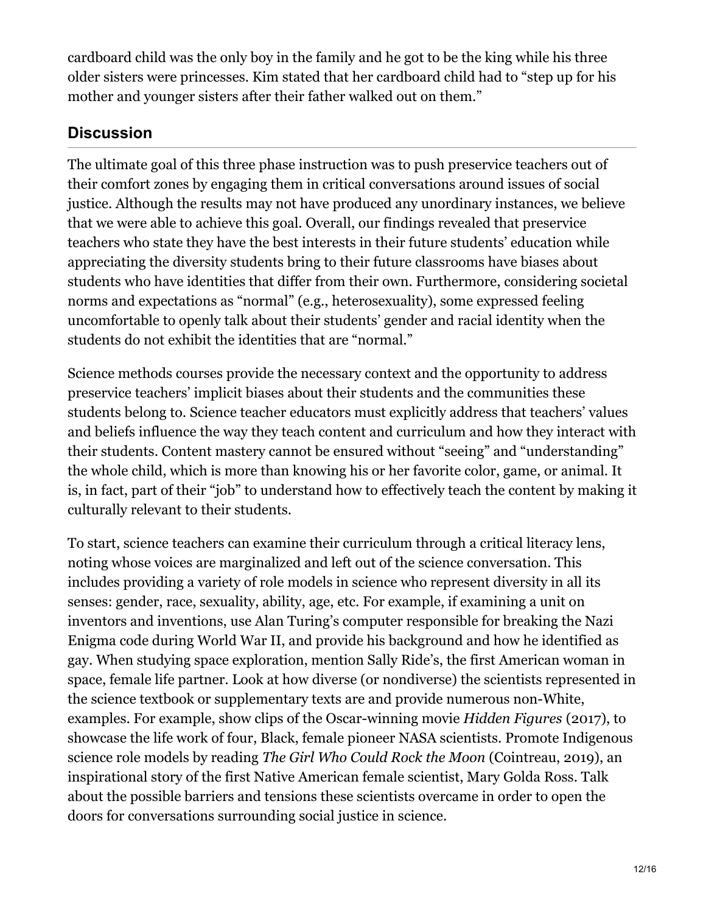cardboard child was the only boy in the family and he got to be the king while his three older sisters were princesses. Kim stated that her cardboard child had to “step up for his mother and younger sisters after their father walked out on them.”

## Discussion

The ultimate goal of this three phase instruction was to push preservice teachers out of their comfort zones by engaging them in critical conversations around issues of social justice. Although the results may not have produced any unordinary instances, we believe that we were able to achieve this goal. Overall, our findings revealed that preservice teachers who state they have the best interests in their future students’ education while appreciating the diversity students bring to their future classrooms have biases about students who have identities that differ from their own. Furthermore, considering societal norms and expectations as “normal” (e.g., heterosexuality), some expressed feeling uncomfortable to openly talk about their students’ gender and racial identity when the students do not exhibit the identities that are “normal.”

Science methods courses provide the necessary context and the opportunity to address preservice teachers’ implicit biases about their students and the communities these students belong to. Science teacher educators must explicitly address that teachers’ values and beliefs influence the way they teach content and curriculum and how they interact with their students. Content mastery cannot be ensured without “seeing” and “understanding” the whole child, which is more than knowing his or her favorite color, game, or animal. It is, in fact, part of their “job” to understand how to effectively teach the content by making it culturally relevant to their students.

To start, science teachers can examine their curriculum through a critical literacy lens, noting whose voices are marginalized and left out of the science conversation. This includes providing a variety of role models in science who represent diversity in all its senses: gender, race, sexuality, ability, age, etc. For example, if examining a unit on inventors and inventions, use Alan Turing’s computer responsible for breaking the Nazi Enigma code during World War II, and provide his background and how he identified as gay. When studying space exploration, mention Sally Ride’s, the first American woman in space, female life partner. Look at how diverse (or nondiverse) the scientists represented in the science textbook or supplementary texts are and provide numerous non-White, examples. For example, show clips of the Oscar-winning movie *Hidden Figures* (2017), to showcase the life work of four, Black, female pioneer NASA scientists. Promote Indigenous science role models by reading *The Girl Who Could Rock the Moon* (Cointreau, 2019), an inspirational story of the first Native American female scientist, Mary Golda Ross. Talk about the possible barriers and tensions these scientists overcame in order to open the doors for conversations surrounding social justice in science.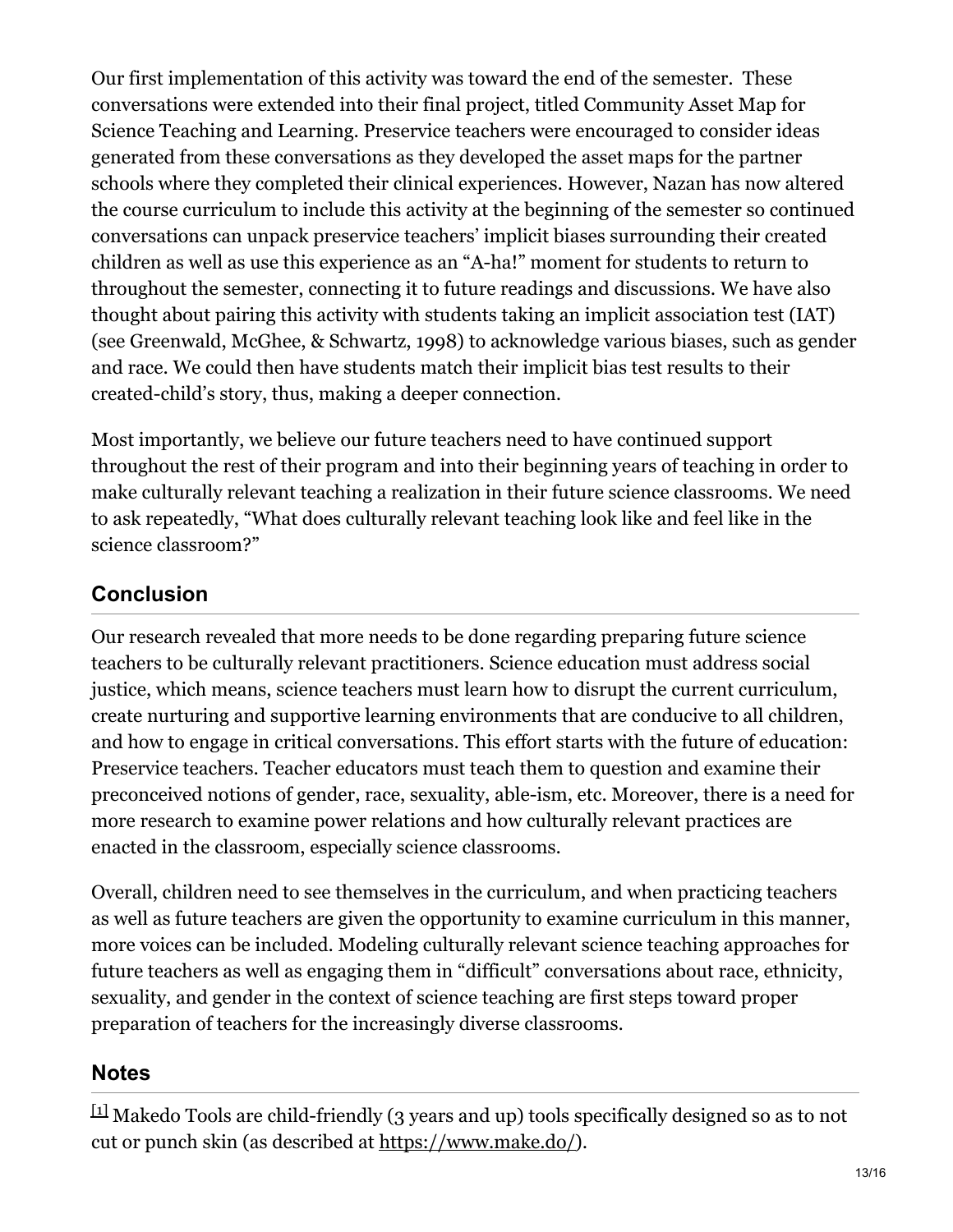Our first implementation of this activity was toward the end of the semester. These conversations were extended into their final project, titled Community Asset Map for Science Teaching and Learning. Preservice teachers were encouraged to consider ideas generated from these conversations as they developed the asset maps for the partner schools where they completed their clinical experiences. However, Nazan has now altered the course curriculum to include this activity at the beginning of the semester so continued conversations can unpack preservice teachers' implicit biases surrounding their created children as well as use this experience as an "A-ha!" moment for students to return to throughout the semester, connecting it to future readings and discussions. We have also thought about pairing this activity with students taking an implicit association test (IAT) (see Greenwald, McGhee, & Schwartz, 1998) to acknowledge various biases, such as gender and race. We could then have students match their implicit bias test results to their created-child's story, thus, making a deeper connection.

Most importantly, we believe our future teachers need to have continued support throughout the rest of their program and into their beginning years of teaching in order to make culturally relevant teaching a realization in their future science classrooms. We need to ask repeatedly, "What does culturally relevant teaching look like and feel like in the science classroom?"

## Conclusion

Our research revealed that more needs to be done regarding preparing future science teachers to be culturally relevant practitioners. Science education must address social justice, which means, science teachers must learn how to disrupt the current curriculum, create nurturing and supportive learning environments that are conducive to all children, and how to engage in critical conversations. This effort starts with the future of education: Preservice teachers. Teacher educators must teach them to question and examine their preconceived notions of gender, race, sexuality, able-ism, etc. Moreover, there is a need for more research to examine power relations and how culturally relevant practices are enacted in the classroom, especially science classrooms.

Overall, children need to see themselves in the curriculum, and when practicing teachers as well as future teachers are given the opportunity to examine curriculum in this manner, more voices can be included. Modeling culturally relevant science teaching approaches for future teachers as well as engaging them in "difficult" conversations about race, ethnicity, sexuality, and gender in the context of science teaching are first steps toward proper preparation of teachers for the increasingly diverse classrooms.

## Notes

[1] Makedo Tools are child-friendly (3 years and up) tools specifically designed so as to not cut or punch skin (as described at https://www.make.do/).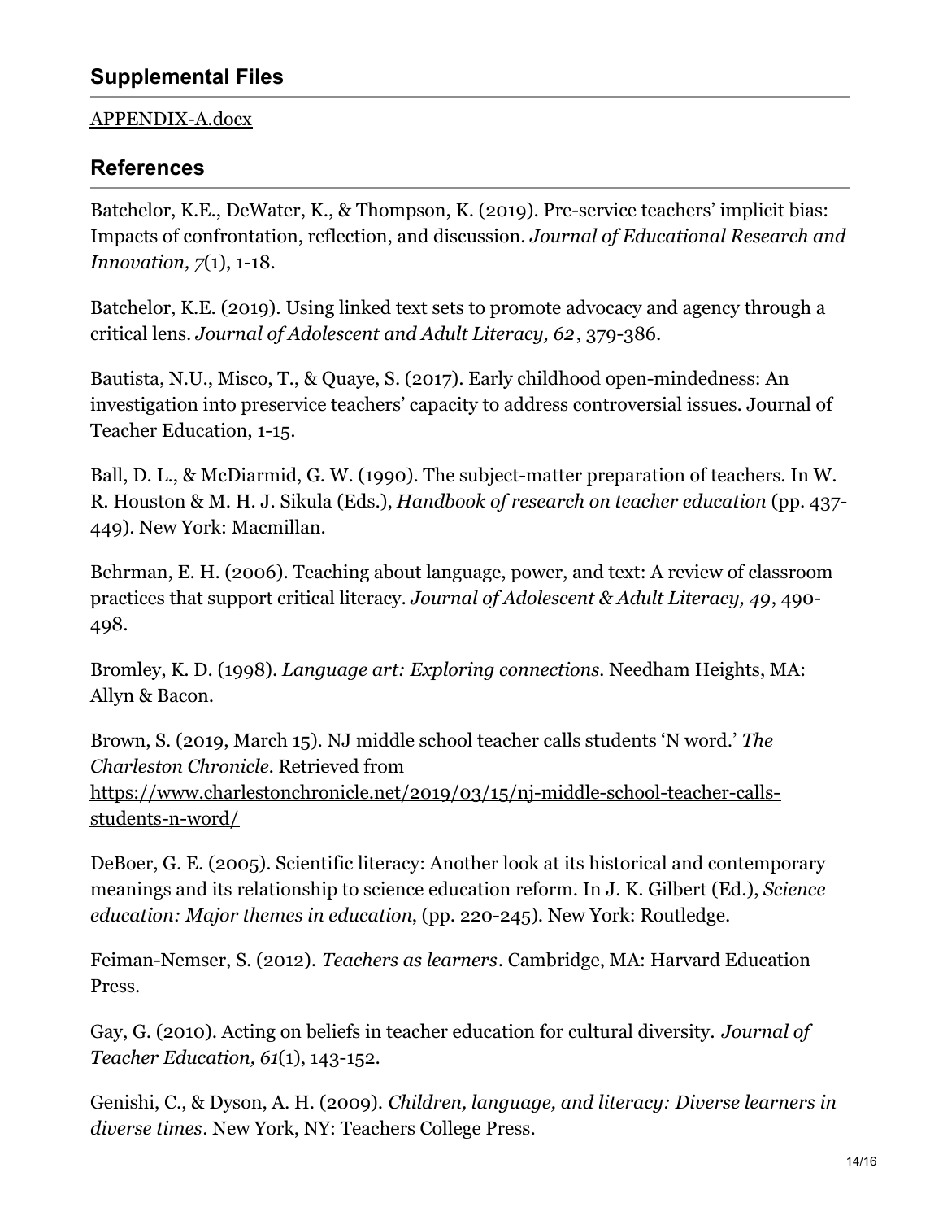## Supplemental Files

APPENDIX-A.docx

## References

Batchelor, K.E., DeWater, K., & Thompson, K. (2019). Pre-service teachers' implicit bias: Impacts of confrontation, reflection, and discussion. *Journal of Educational Research and Innovation, 7*(1), 1-18.

Batchelor, K.E. (2019). Using linked text sets to promote advocacy and agency through a critical lens. *Journal of Adolescent and Adult Literacy, 62*, 379-386.

Bautista, N.U., Misco, T., & Quaye, S. (2017). Early childhood open-mindedness: An investigation into preservice teachers' capacity to address controversial issues. Journal of Teacher Education, 1-15.

Ball, D. L., & McDiarmid, G. W. (1990). The subject-matter preparation of teachers. In W. R. Houston & M. H. J. Sikula (Eds.), *Handbook of research on teacher education* (pp. 437-449). New York: Macmillan.

Behrman, E. H. (2006). Teaching about language, power, and text: A review of classroom practices that support critical literacy. *Journal of Adolescent & Adult Literacy, 49*, 490-498.

Bromley, K. D. (1998). *Language art: Exploring connections*. Needham Heights, MA: Allyn & Bacon.

Brown, S. (2019, March 15). NJ middle school teacher calls students 'N word.' *The Charleston Chronicle*. Retrieved from https://www.charlestonchronicle.net/2019/03/15/nj-middle-school-teacher-calls-students-n-word/

DeBoer, G. E. (2005). Scientific literacy: Another look at its historical and contemporary meanings and its relationship to science education reform. In J. K. Gilbert (Ed.), *Science education: Major themes in education*, (pp. 220-245). New York: Routledge.

Feiman-Nemser, S. (2012). *Teachers as learners*. Cambridge, MA: Harvard Education Press.

Gay, G. (2010). Acting on beliefs in teacher education for cultural diversity. *Journal of Teacher Education, 61*(1), 143-152.

Genishi, C., & Dyson, A. H. (2009). *Children, language, and literacy: Diverse learners in diverse times*. New York, NY: Teachers College Press.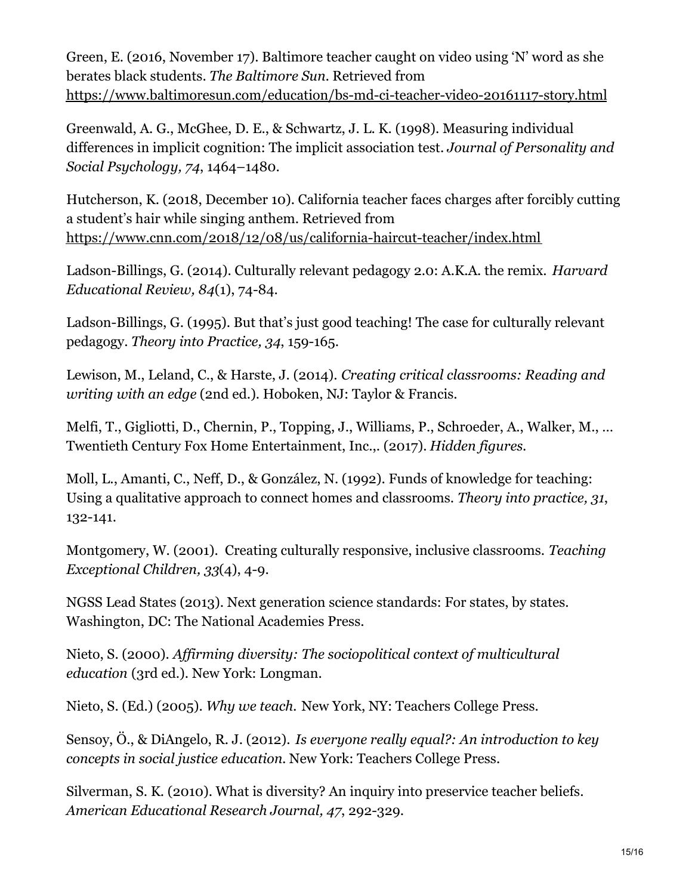Green, E. (2016, November 17). Baltimore teacher caught on video using 'N' word as she berates black students. *The Baltimore Sun*. Retrieved from https://www.baltimoresun.com/education/bs-md-ci-teacher-video-20161117-story.html

Greenwald, A. G., McGhee, D. E., & Schwartz, J. L. K. (1998). Measuring individual differences in implicit cognition: The implicit association test. *Journal of Personality and Social Psychology, 74*, 1464–1480.

Hutcherson, K. (2018, December 10). California teacher faces charges after forcibly cutting a student's hair while singing anthem. Retrieved from https://www.cnn.com/2018/12/08/us/california-haircut-teacher/index.html

Ladson-Billings, G. (2014). Culturally relevant pedagogy 2.0: A.K.A. the remix. *Harvard Educational Review, 84*(1), 74-84.

Ladson-Billings, G. (1995). But that's just good teaching! The case for culturally relevant pedagogy. *Theory into Practice, 34*, 159-165.

Lewison, M., Leland, C., & Harste, J. (2014). *Creating critical classrooms: Reading and writing with an edge* (2nd ed.). Hoboken, NJ: Taylor & Francis.

Melfi, T., Gigliotti, D., Chernin, P., Topping, J., Williams, P., Schroeder, A., Walker, M., … Twentieth Century Fox Home Entertainment, Inc.,. (2017). *Hidden figures*.

Moll, L., Amanti, C., Neff, D., & González, N. (1992). Funds of knowledge for teaching: Using a qualitative approach to connect homes and classrooms. *Theory into practice, 31*, 132-141.

Montgomery, W. (2001). Creating culturally responsive, inclusive classrooms. *Teaching Exceptional Children, 33*(4), 4-9.

NGSS Lead States (2013). Next generation science standards: For states, by states. Washington, DC: The National Academies Press.

Nieto, S. (2000). *Affirming diversity: The sociopolitical context of multicultural education* (3rd ed.). New York: Longman.

Nieto, S. (Ed.) (2005). *Why we teach.* New York, NY: Teachers College Press.

Sensoy, Ö., & DiAngelo, R. J. (2012). *Is everyone really equal?: An introduction to key concepts in social justice education.* New York: Teachers College Press.

Silverman, S. K. (2010). What is diversity? An inquiry into preservice teacher beliefs. *American Educational Research Journal, 47*, 292-329.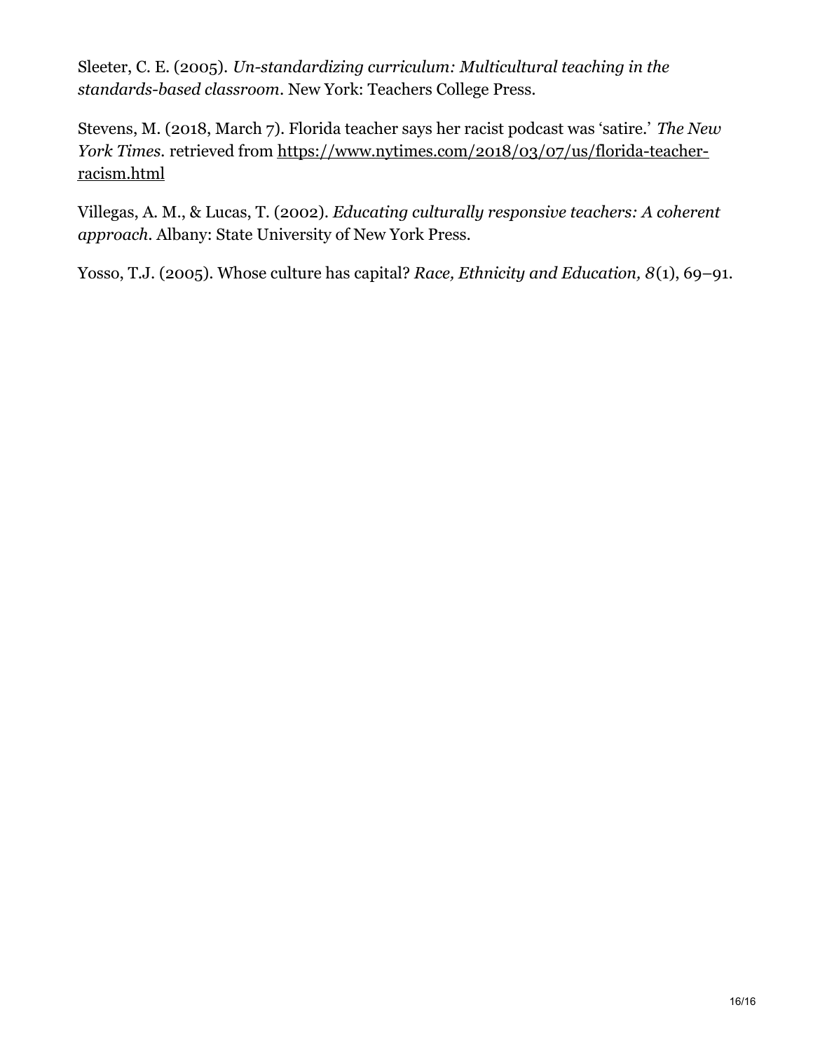Sleeter, C. E. (2005). *Un-standardizing curriculum: Multicultural teaching in the standards-based classroom*. New York: Teachers College Press.

Stevens, M. (2018, March 7). Florida teacher says her racist podcast was 'satire.' *The New York Times.* retrieved from https://www.nytimes.com/2018/03/07/us/florida-teacher-racism.html

Villegas, A. M., & Lucas, T. (2002). *Educating culturally responsive teachers: A coherent approach*. Albany: State University of New York Press.

Yosso, T.J. (2005). Whose culture has capital? *Race, Ethnicity and Education, 8*(1), 69–91.